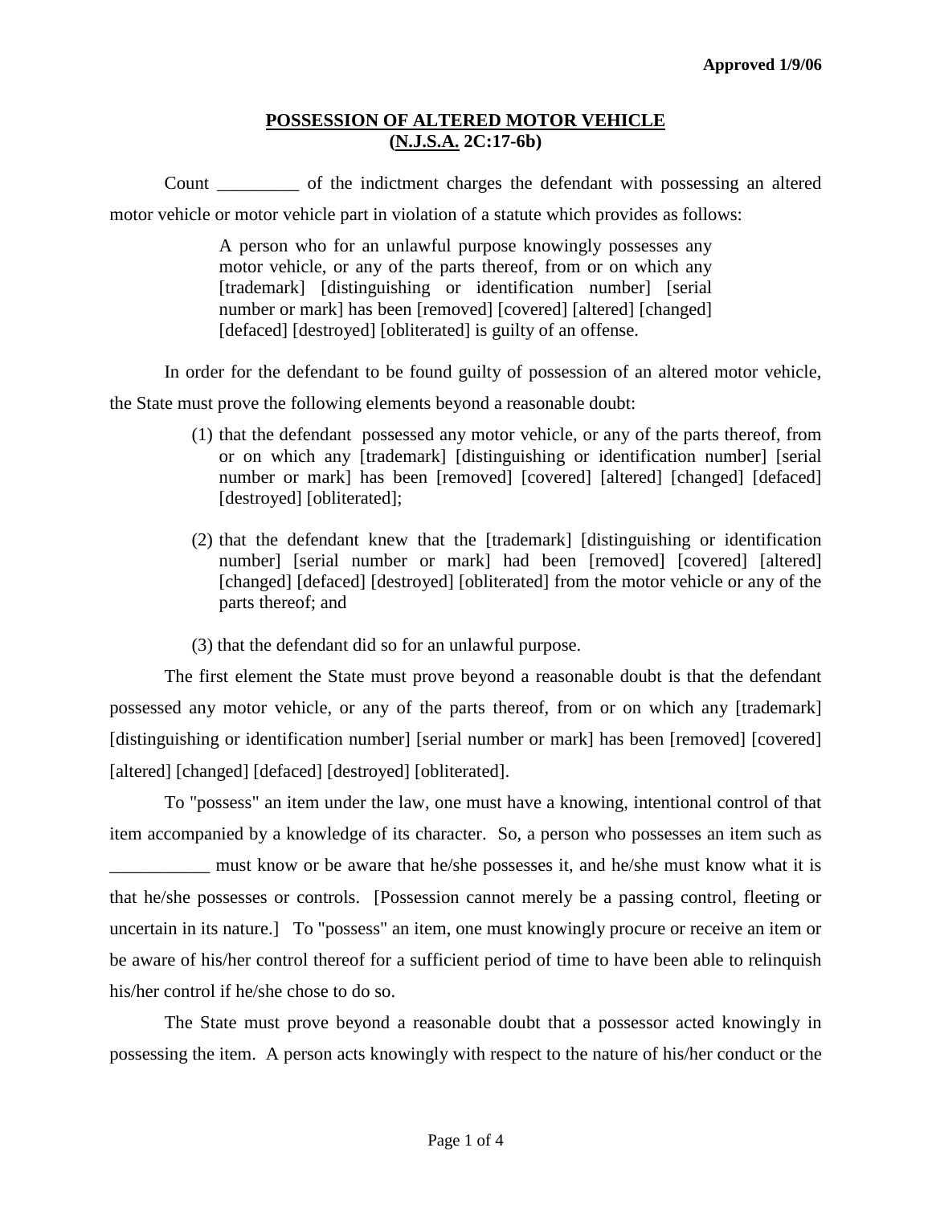Approved 1/9/06

## POSSESSION OF ALTERED MOTOR VEHICLE
## (N.J.S.A. 2C:17-6b)

Count _________ of the indictment charges the defendant with possessing an altered motor vehicle or motor vehicle part in violation of a statute which provides as follows:

> A person who for an unlawful purpose knowingly possesses any motor vehicle, or any of the parts thereof, from or on which any [trademark] [distinguishing or identification number] [serial number or mark] has been [removed] [covered] [altered] [changed] [defaced] [destroyed] [obliterated] is guilty of an offense.

In order for the defendant to be found guilty of possession of an altered motor vehicle, the State must prove the following elements beyond a reasonable doubt:

(1) that the defendant possessed any motor vehicle, or any of the parts thereof, from or on which any [trademark] [distinguishing or identification number] [serial number or mark] has been [removed] [covered] [altered] [changed] [defaced] [destroyed] [obliterated];

(2) that the defendant knew that the [trademark] [distinguishing or identification number] [serial number or mark] had been [removed] [covered] [altered] [changed] [defaced] [destroyed] [obliterated] from the motor vehicle or any of the parts thereof; and

(3) that the defendant did so for an unlawful purpose.

The first element the State must prove beyond a reasonable doubt is that the defendant possessed any motor vehicle, or any of the parts thereof, from or on which any [trademark] [distinguishing or identification number] [serial number or mark] has been [removed] [covered] [altered] [changed] [defaced] [destroyed] [obliterated].

To "possess" an item under the law, one must have a knowing, intentional control of that item accompanied by a knowledge of its character. So, a person who possesses an item such as ___________ must know or be aware that he/she possesses it, and he/she must know what it is that he/she possesses or controls. [Possession cannot merely be a passing control, fleeting or uncertain in its nature.] To "possess" an item, one must knowingly procure or receive an item or be aware of his/her control thereof for a sufficient period of time to have been able to relinquish his/her control if he/she chose to do so.

The State must prove beyond a reasonable doubt that a possessor acted knowingly in possessing the item. A person acts knowingly with respect to the nature of his/her conduct or the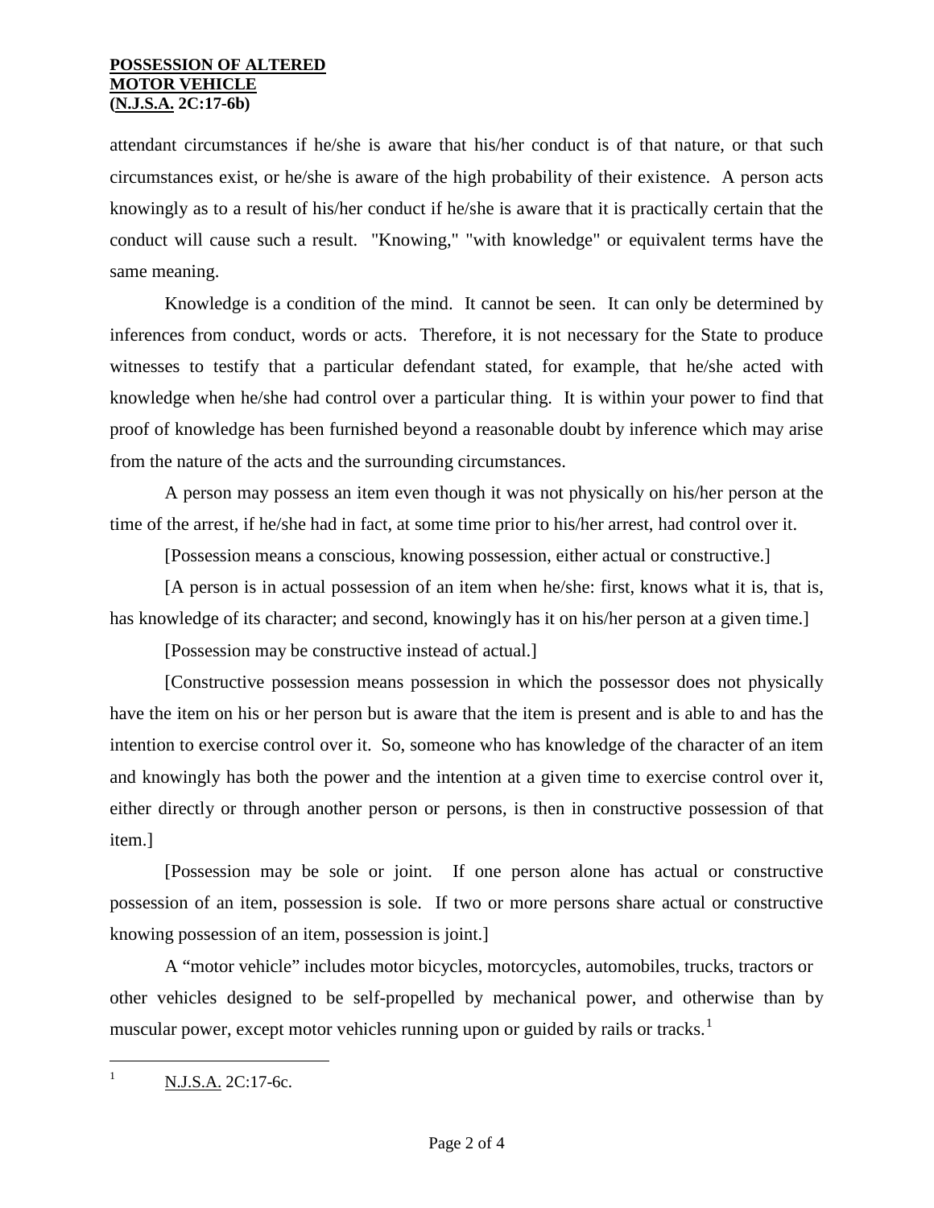attendant circumstances if he/she is aware that his/her conduct is of that nature, or that such circumstances exist, or he/she is aware of the high probability of their existence. A person acts knowingly as to a result of his/her conduct if he/she is aware that it is practically certain that the conduct will cause such a result. "Knowing," "with knowledge" or equivalent terms have the same meaning.

Knowledge is a condition of the mind. It cannot be seen. It can only be determined by inferences from conduct, words or acts. Therefore, it is not necessary for the State to produce witnesses to testify that a particular defendant stated, for example, that he/she acted with knowledge when he/she had control over a particular thing. It is within your power to find that proof of knowledge has been furnished beyond a reasonable doubt by inference which may arise from the nature of the acts and the surrounding circumstances.

A person may possess an item even though it was not physically on his/her person at the time of the arrest, if he/she had in fact, at some time prior to his/her arrest, had control over it.

[Possession means a conscious, knowing possession, either actual or constructive.]

[A person is in actual possession of an item when he/she: first, knows what it is, that is, has knowledge of its character; and second, knowingly has it on his/her person at a given time.]

[Possession may be constructive instead of actual.]

[Constructive possession means possession in which the possessor does not physically have the item on his or her person but is aware that the item is present and is able to and has the intention to exercise control over it. So, someone who has knowledge of the character of an item and knowingly has both the power and the intention at a given time to exercise control over it, either directly or through another person or persons, is then in constructive possession of that item.]

[Possession may be sole or joint. If one person alone has actual or constructive possession of an item, possession is sole. If two or more persons share actual or constructive knowing possession of an item, possession is joint.]

A "motor vehicle" includes motor bicycles, motorcycles, automobiles, trucks, tractors or other vehicles designed to be self-propelled by mechanical power, and otherwise than by muscular power, except motor vehicles running upon or guided by rails or tracks.[1]

---

[1] N.J.S.A. 2C:17-6c.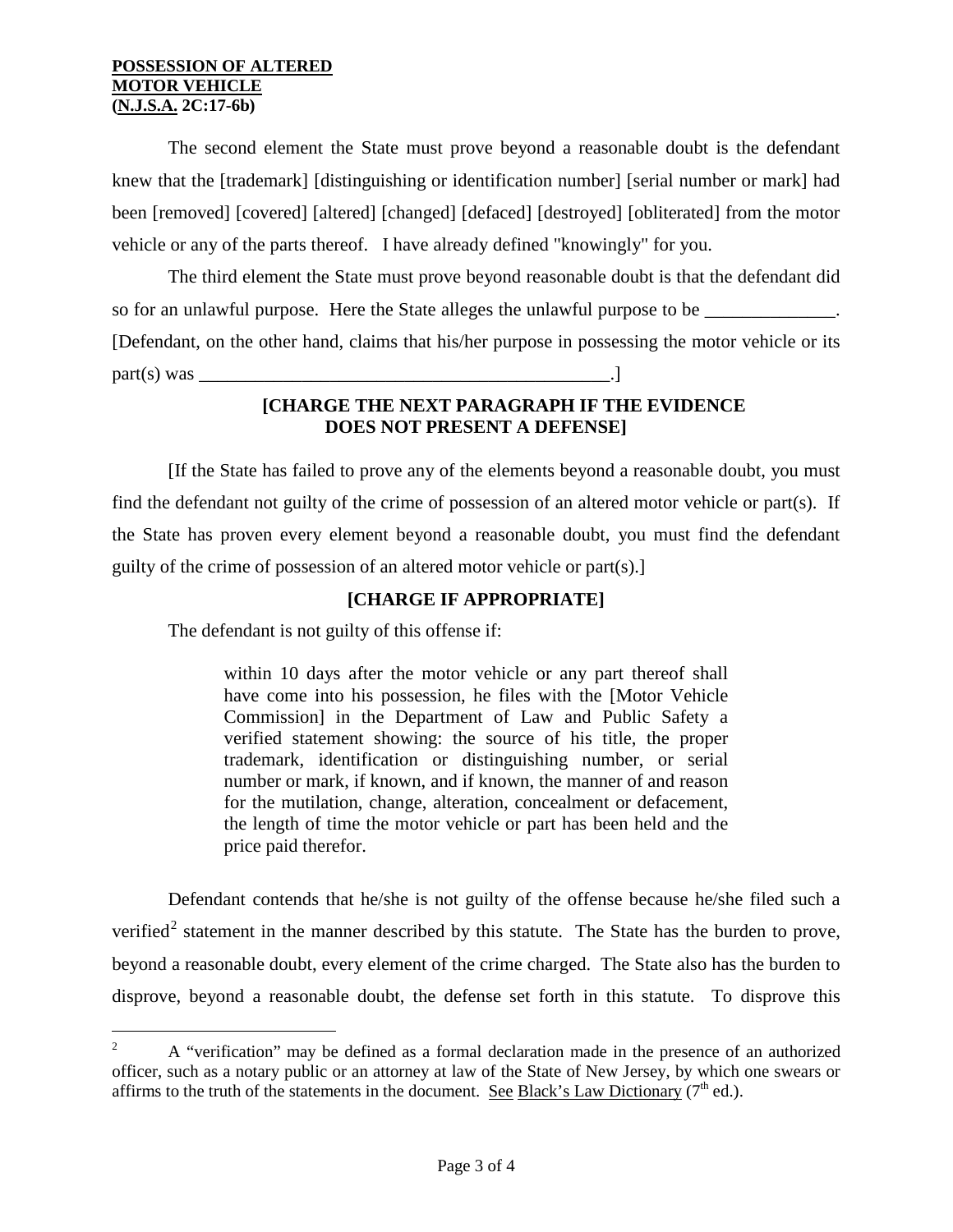**POSSESSION OF ALTERED MOTOR VEHICLE (N.J.S.A. 2C:17-6b)**

The second element the State must prove beyond a reasonable doubt is the defendant knew that the [trademark] [distinguishing or identification number] [serial number or mark] had been [removed] [covered] [altered] [changed] [defaced] [destroyed] [obliterated] from the motor vehicle or any of the parts thereof. I have already defined "knowingly" for you.

The third element the State must prove beyond reasonable doubt is that the defendant did so for an unlawful purpose. Here the State alleges the unlawful purpose to be ______________. [Defendant, on the other hand, claims that his/her purpose in possessing the motor vehicle or its part(s) was _____________________________________________.]

**[CHARGE THE NEXT PARAGRAPH IF THE EVIDENCE DOES NOT PRESENT A DEFENSE]**

[If the State has failed to prove any of the elements beyond a reasonable doubt, you must find the defendant not guilty of the crime of possession of an altered motor vehicle or part(s). If the State has proven every element beyond a reasonable doubt, you must find the defendant guilty of the crime of possession of an altered motor vehicle or part(s).]

**[CHARGE IF APPROPRIATE]**

The defendant is not guilty of this offense if:

> within 10 days after the motor vehicle or any part thereof shall have come into his possession, he files with the [Motor Vehicle Commission] in the Department of Law and Public Safety a verified statement showing: the source of his title, the proper trademark, identification or distinguishing number, or serial number or mark, if known, and if known, the manner of and reason for the mutilation, change, alteration, concealment or defacement, the length of time the motor vehicle or part has been held and the price paid therefor.

Defendant contends that he/she is not guilty of the offense because he/she filed such a verified[2] statement in the manner described by this statute. The State has the burden to prove, beyond a reasonable doubt, every element of the crime charged. The State also has the burden to disprove, beyond a reasonable doubt, the defense set forth in this statute. To disprove this

---

[2] A "verification" may be defined as a formal declaration made in the presence of an authorized officer, such as a notary public or an attorney at law of the State of New Jersey, by which one swears or affirms to the truth of the statements in the document. See Black's Law Dictionary (7th ed.).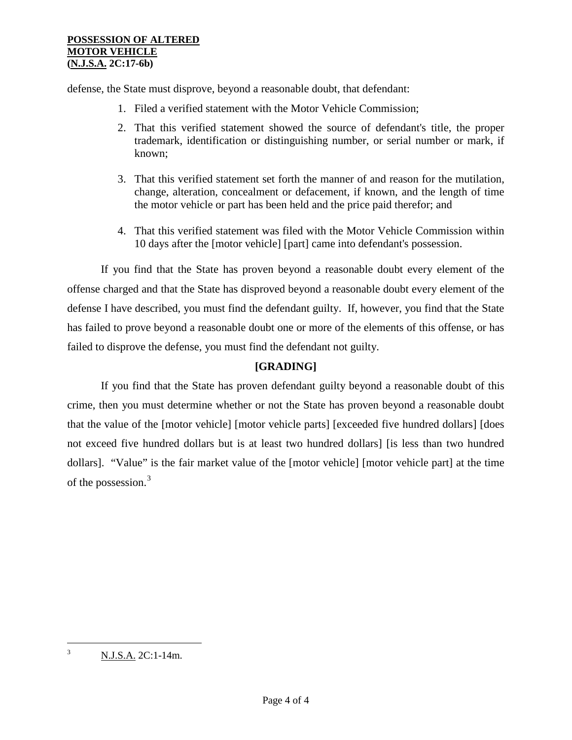defense, the State must disprove, beyond a reasonable doubt, that defendant:

1. Filed a verified statement with the Motor Vehicle Commission;
2. That this verified statement showed the source of defendant's title, the proper trademark, identification or distinguishing number, or serial number or mark, if known;
3. That this verified statement set forth the manner of and reason for the mutilation, change, alteration, concealment or defacement, if known, and the length of time the motor vehicle or part has been held and the price paid therefor; and
4. That this verified statement was filed with the Motor Vehicle Commission within 10 days after the [motor vehicle] [part] came into defendant's possession.

If you find that the State has proven beyond a reasonable doubt every element of the offense charged and that the State has disproved beyond a reasonable doubt every element of the defense I have described, you must find the defendant guilty. If, however, you find that the State has failed to prove beyond a reasonable doubt one or more of the elements of this offense, or has failed to disprove the defense, you must find the defendant not guilty.

**[GRADING]**

If you find that the State has proven defendant guilty beyond a reasonable doubt of this crime, then you must determine whether or not the State has proven beyond a reasonable doubt that the value of the [motor vehicle] [motor vehicle parts] [exceeded five hundred dollars] [does not exceed five hundred dollars but is at least two hundred dollars] [is less than two hundred dollars]. "Value" is the fair market value of the [motor vehicle] [motor vehicle part] at the time of the possession.[3]

[3] N.J.S.A. 2C:1-14m.